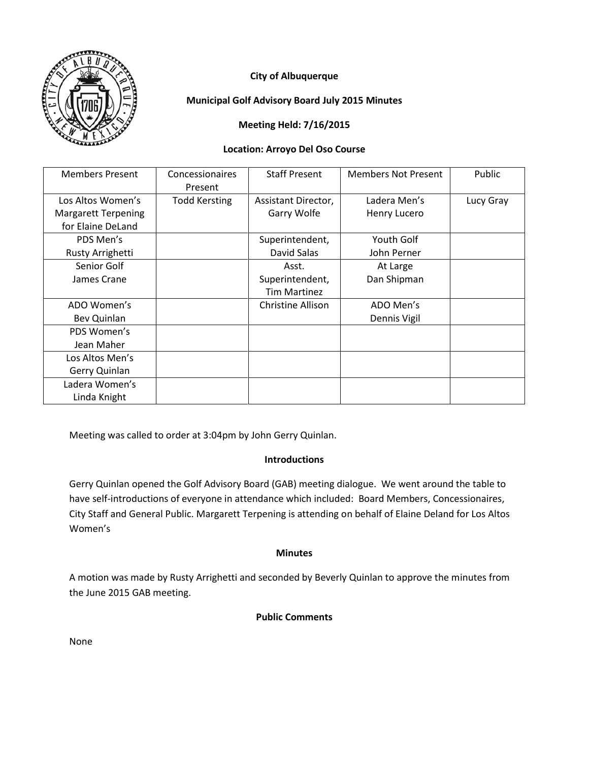**City of Albuquerque**

**Municipal Golf Advisory Board July 2015 Minutes**

**Meeting Held: 7/16/2015**

**Location: Arroyo Del Oso Course**

| Members Present | Concessionaires Present | Staff Present | Members Not Present | Public |
|---|---|---|---|---|
| Los Altos Women's Margarett Terpening for Elaine DeLand | Todd Kersting | Assistant Director, Garry Wolfe | Ladera Men's Henry Lucero | Lucy Gray |
| PDS Men's Rusty Arrighetti | | Superintendent, David Salas | Youth Golf John Perner | |
| Senior Golf James Crane | | Asst. Superintendent, Tim Martinez | At Large Dan Shipman | |
| ADO Women's Bev Quinlan | | Christine Allison | ADO Men's Dennis Vigil | |
| PDS Women's Jean Maher | | | | |
| Los Altos Men's Gerry Quinlan | | | | |
| Ladera Women's Linda Knight | | | | |

Meeting was called to order at 3:04pm by John Gerry Quinlan.

**Introductions**

Gerry Quinlan opened the Golf Advisory Board (GAB) meeting dialogue. We went around the table to have self-introductions of everyone in attendance which included: Board Members, Concessionaires, City Staff and General Public. Margarett Terpening is attending on behalf of Elaine Deland for Los Altos Women's

**Minutes**

A motion was made by Rusty Arrighetti and seconded by Beverly Quinlan to approve the minutes from the June 2015 GAB meeting.

**Public Comments**

None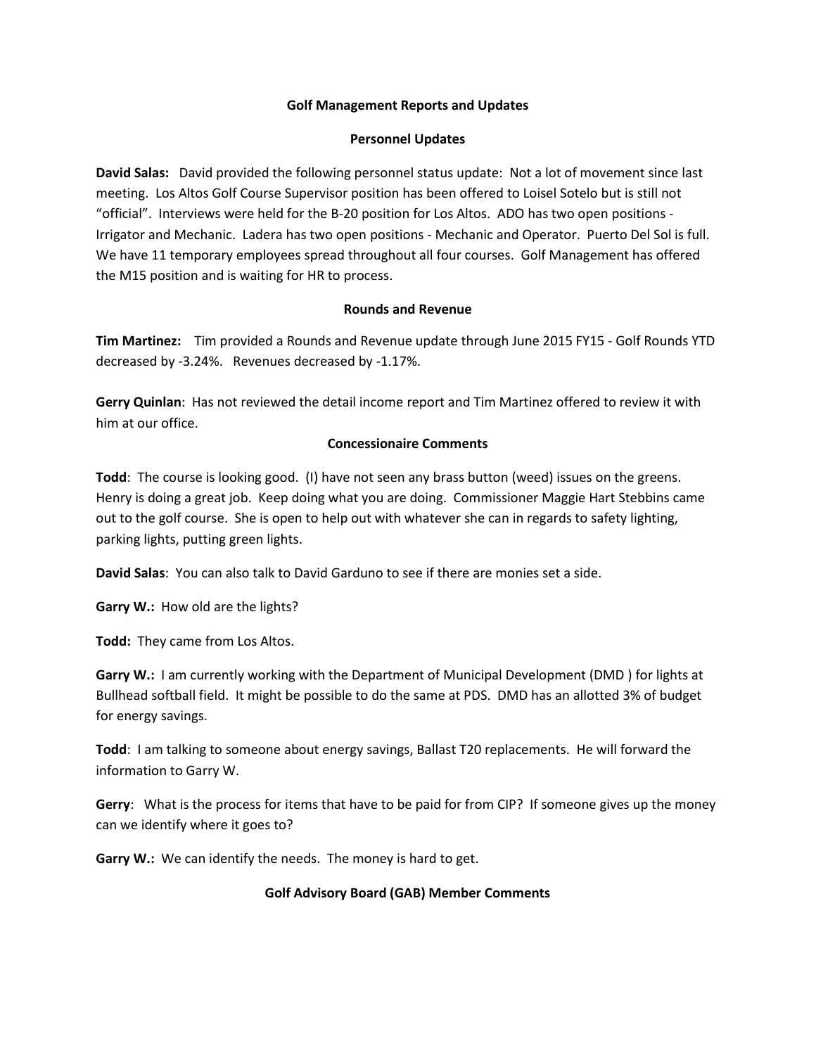## Golf Management Reports and Updates

### Personnel Updates

**David Salas:** David provided the following personnel status update: Not a lot of movement since last meeting. Los Altos Golf Course Supervisor position has been offered to Loisel Sotelo but is still not "official". Interviews were held for the B-20 position for Los Altos. ADO has two open positions - Irrigator and Mechanic. Ladera has two open positions - Mechanic and Operator. Puerto Del Sol is full. We have 11 temporary employees spread throughout all four courses. Golf Management has offered the M15 position and is waiting for HR to process.

### Rounds and Revenue

**Tim Martinez:** Tim provided a Rounds and Revenue update through June 2015 FY15 - Golf Rounds YTD decreased by -3.24%. Revenues decreased by -1.17%.

**Gerry Quinlan**: Has not reviewed the detail income report and Tim Martinez offered to review it with him at our office.

### Concessionaire Comments

**Todd**: The course is looking good. (I) have not seen any brass button (weed) issues on the greens. Henry is doing a great job. Keep doing what you are doing. Commissioner Maggie Hart Stebbins came out to the golf course. She is open to help out with whatever she can in regards to safety lighting, parking lights, putting green lights.

**David Salas**: You can also talk to David Garduno to see if there are monies set a side.

**Garry W.:** How old are the lights?

**Todd:** They came from Los Altos.

**Garry W.:** I am currently working with the Department of Municipal Development (DMD ) for lights at Bullhead softball field. It might be possible to do the same at PDS. DMD has an allotted 3% of budget for energy savings.

**Todd**: I am talking to someone about energy savings, Ballast T20 replacements. He will forward the information to Garry W.

**Gerry**: What is the process for items that have to be paid for from CIP? If someone gives up the money can we identify where it goes to?

**Garry W.:** We can identify the needs. The money is hard to get.

### Golf Advisory Board (GAB) Member Comments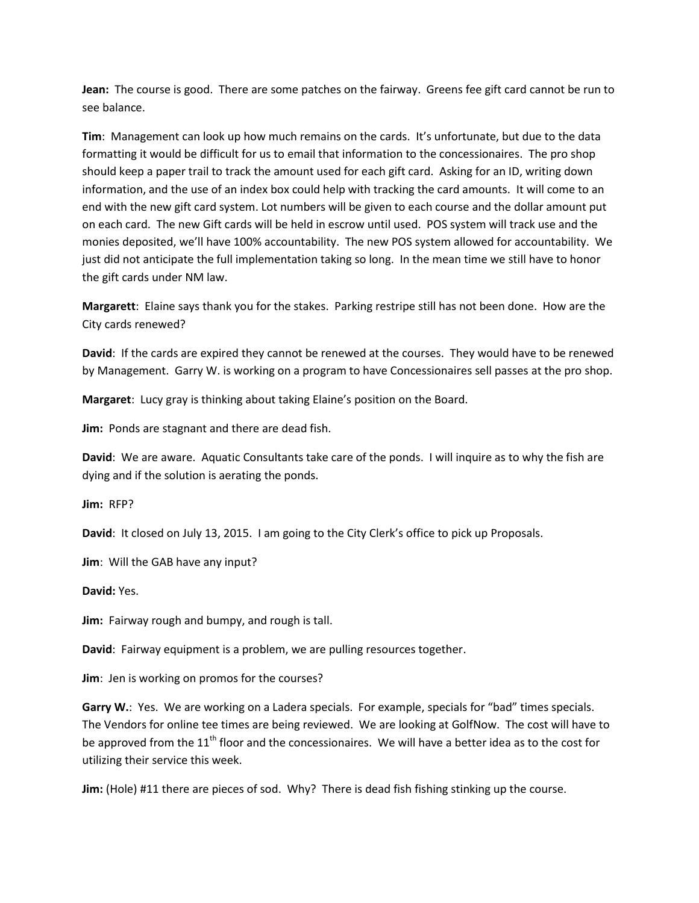**Jean:** The course is good. There are some patches on the fairway. Greens fee gift card cannot be run to see balance.

**Tim**: Management can look up how much remains on the cards. It's unfortunate, but due to the data formatting it would be difficult for us to email that information to the concessionaires. The pro shop should keep a paper trail to track the amount used for each gift card. Asking for an ID, writing down information, and the use of an index box could help with tracking the card amounts. It will come to an end with the new gift card system. Lot numbers will be given to each course and the dollar amount put on each card. The new Gift cards will be held in escrow until used. POS system will track use and the monies deposited, we'll have 100% accountability. The new POS system allowed for accountability. We just did not anticipate the full implementation taking so long. In the mean time we still have to honor the gift cards under NM law.

**Margarett**: Elaine says thank you for the stakes. Parking restripe still has not been done. How are the City cards renewed?

**David**: If the cards are expired they cannot be renewed at the courses. They would have to be renewed by Management. Garry W. is working on a program to have Concessionaires sell passes at the pro shop.

**Margaret**: Lucy gray is thinking about taking Elaine's position on the Board.

**Jim:** Ponds are stagnant and there are dead fish.

**David**: We are aware. Aquatic Consultants take care of the ponds. I will inquire as to why the fish are dying and if the solution is aerating the ponds.

**Jim:** RFP?

**David**: It closed on July 13, 2015. I am going to the City Clerk's office to pick up Proposals.

**Jim**: Will the GAB have any input?

**David:** Yes.

**Jim:** Fairway rough and bumpy, and rough is tall.

**David**: Fairway equipment is a problem, we are pulling resources together.

**Jim**: Jen is working on promos for the courses?

**Garry W.**: Yes. We are working on a Ladera specials. For example, specials for "bad" times specials. The Vendors for online tee times are being reviewed. We are looking at GolfNow. The cost will have to be approved from the 11th floor and the concessionaires. We will have a better idea as to the cost for utilizing their service this week.

**Jim:** (Hole) #11 there are pieces of sod. Why? There is dead fish fishing stinking up the course.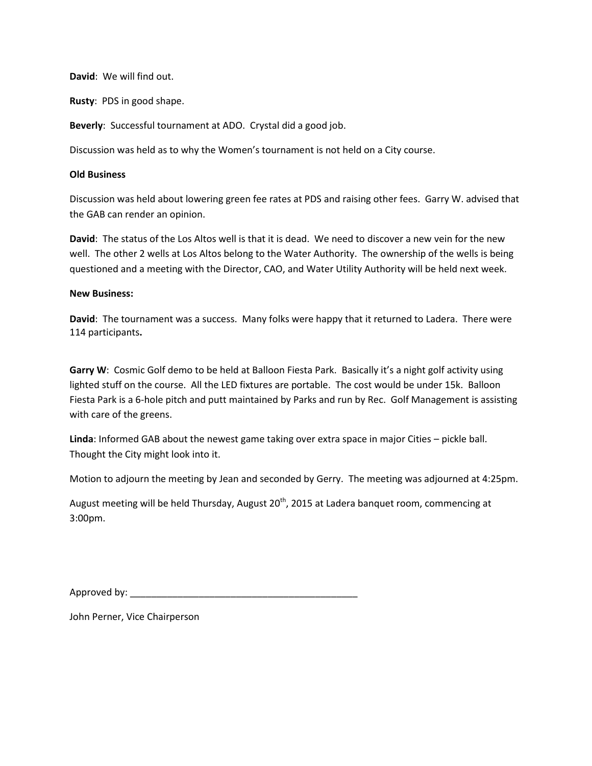**David**: We will find out.

**Rusty**: PDS in good shape.

**Beverly**: Successful tournament at ADO. Crystal did a good job.

Discussion was held as to why the Women's tournament is not held on a City course.

**Old Business**

Discussion was held about lowering green fee rates at PDS and raising other fees. Garry W. advised that the GAB can render an opinion.

**David**: The status of the Los Altos well is that it is dead. We need to discover a new vein for the new well. The other 2 wells at Los Altos belong to the Water Authority. The ownership of the wells is being questioned and a meeting with the Director, CAO, and Water Utility Authority will be held next week.

**New Business:**

**David**: The tournament was a success. Many folks were happy that it returned to Ladera. There were 114 participants**.**

**Garry W**: Cosmic Golf demo to be held at Balloon Fiesta Park. Basically it's a night golf activity using lighted stuff on the course. All the LED fixtures are portable. The cost would be under 15k. Balloon Fiesta Park is a 6-hole pitch and putt maintained by Parks and run by Rec. Golf Management is assisting with care of the greens.

**Linda**: Informed GAB about the newest game taking over extra space in major Cities – pickle ball. Thought the City might look into it.

Motion to adjourn the meeting by Jean and seconded by Gerry. The meeting was adjourned at 4:25pm.

August meeting will be held Thursday, August 20th, 2015 at Ladera banquet room, commencing at 3:00pm.

Approved by: ____________________________________________

John Perner, Vice Chairperson